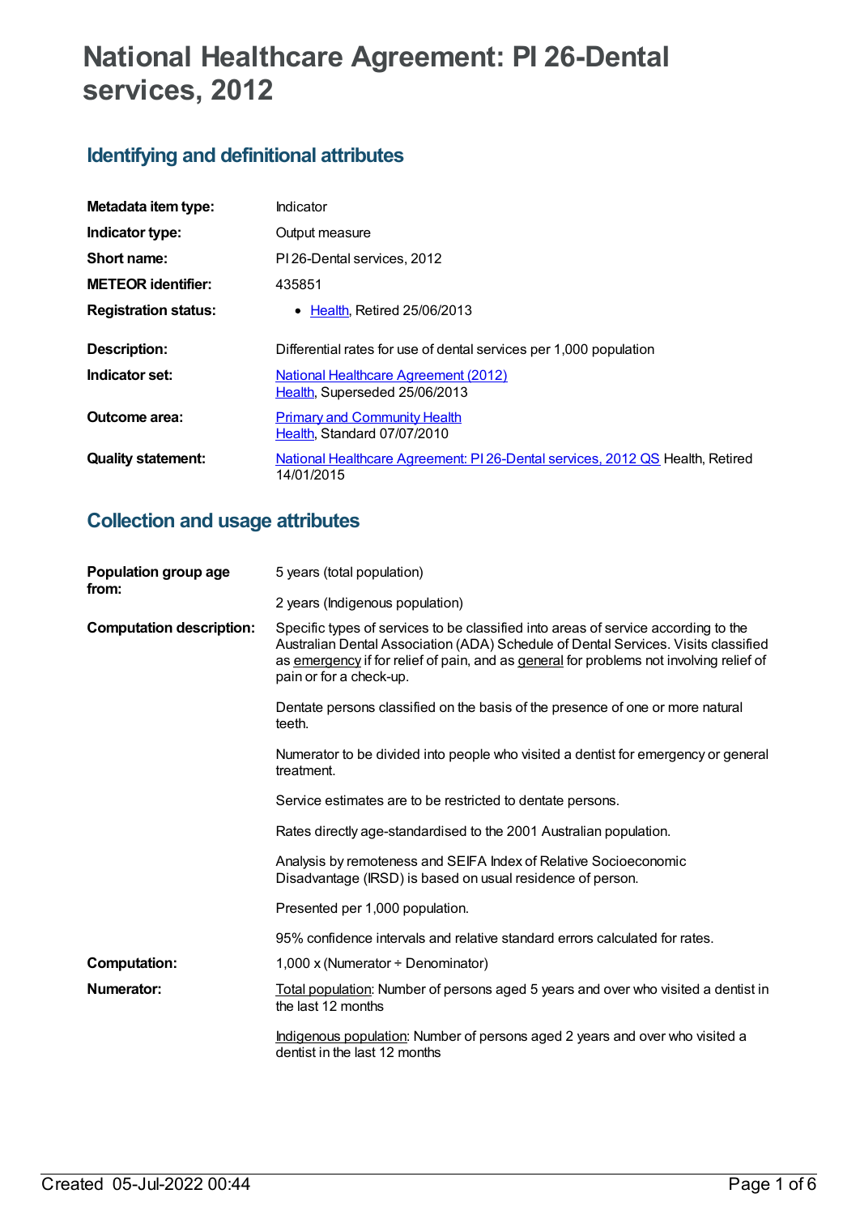# National Healthcare Agreement: PI 26-Dental services, 2012

## Identifying and definitional attributes

| | |
|---|---|
| **Metadata item type:** | Indicator |
| **Indicator type:** | Output measure |
| **Short name:** | PI 26-Dental services, 2012 |
| **METEOR identifier:** | 435851 |
| **Registration status:** | • Health, Retired 25/06/2013 |
| **Description:** | Differential rates for use of dental services per 1,000 population |
| **Indicator set:** | National Healthcare Agreement (2012) Health, Superseded 25/06/2013 |
| **Outcome area:** | Primary and Community Health Health, Standard 07/07/2010 |
| **Quality statement:** | National Healthcare Agreement: PI 26-Dental services, 2012 QS Health, Retired 14/01/2015 |

## Collection and usage attributes

**Population group age from:**

5 years (total population)

2 years (Indigenous population)

**Computation description:**

Specific types of services to be classified into areas of service according to the Australian Dental Association (ADA) Schedule of Dental Services. Visits classified as emergency if for relief of pain, and as general for problems not involving relief of pain or for a check-up.

Dentate persons classified on the basis of the presence of one or more natural teeth.

Numerator to be divided into people who visited a dentist for emergency or general treatment.

Service estimates are to be restricted to dentate persons.

Rates directly age-standardised to the 2001 Australian population.

Analysis by remoteness and SEIFA Index of Relative Socioeconomic Disadvantage (IRSD) is based on usual residence of person.

Presented per 1,000 population.

95% confidence intervals and relative standard errors calculated for rates.

**Computation:**

1,000 x (Numerator ÷ Denominator)

**Numerator:**

Total population: Number of persons aged 5 years and over who visited a dentist in the last 12 months

Indigenous population: Number of persons aged 2 years and over who visited a dentist in the last 12 months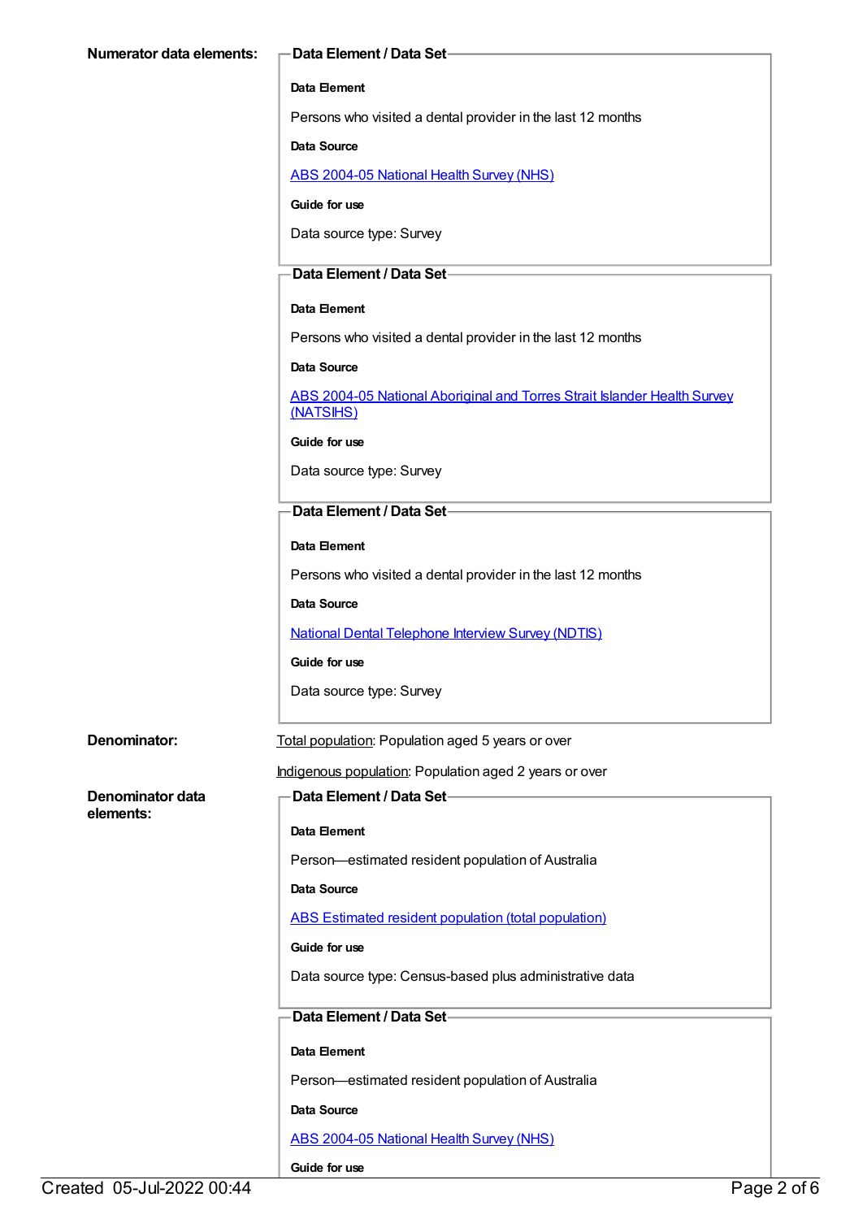**Numerator data elements:**

**Data Element / Data Set**

**Data Element**

Persons who visited a dental provider in the last 12 months

**Data Source**

ABS 2004-05 National Health Survey (NHS)

**Guide for use**

Data source type: Survey

**Data Element / Data Set**

**Data Element**

Persons who visited a dental provider in the last 12 months

**Data Source**

ABS 2004-05 National Aboriginal and Torres Strait Islander Health Survey (NATSIHS)

**Guide for use**

Data source type: Survey

**Data Element / Data Set**

**Data Element**

Persons who visited a dental provider in the last 12 months

**Data Source**

National Dental Telephone Interview Survey (NDTIS)

**Guide for use**

Data source type: Survey

**Denominator:**

Total population: Population aged 5 years or over

Indigenous population: Population aged 2 years or over

**Denominator data elements:**

**Data Element / Data Set**

**Data Element**

Person—estimated resident population of Australia

**Data Source**

ABS Estimated resident population (total population)

**Guide for use**

Data source type: Census-based plus administrative data

**Data Element / Data Set**

**Data Element**

Person—estimated resident population of Australia

**Data Source**

ABS 2004-05 National Health Survey (NHS)

**Guide for use**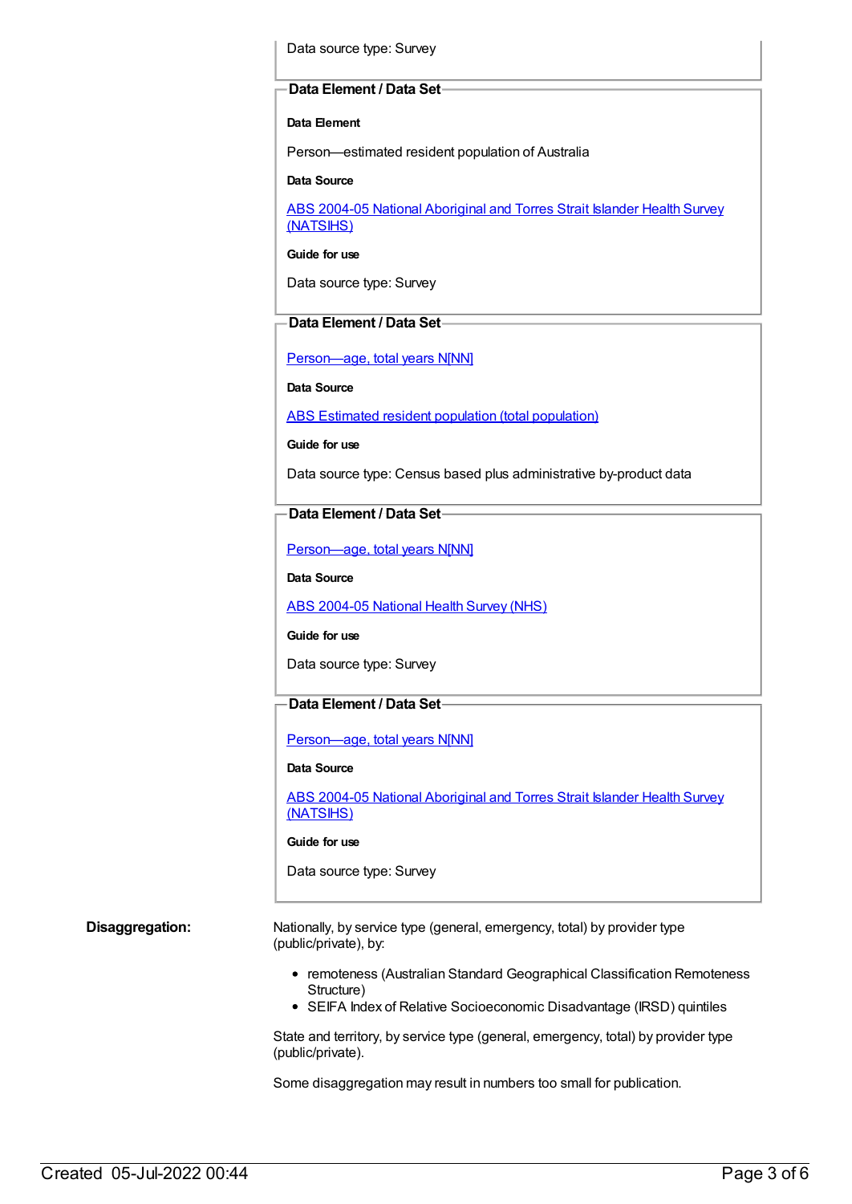Data source type: Survey

**Data Element / Data Set**

**Data Element**

Person—estimated resident population of Australia

**Data Source**

ABS 2004-05 National Aboriginal and Torres Strait Islander Health Survey (NATSIHS)

**Guide for use**

Data source type: Survey

**Data Element / Data Set**

Person—age, total years N[NN]

**Data Source**

ABS Estimated resident population (total population)

**Guide for use**

Data source type: Census based plus administrative by-product data

**Data Element / Data Set**

Person—age, total years N[NN]

**Data Source**

ABS 2004-05 National Health Survey (NHS)

**Guide for use**

Data source type: Survey

**Data Element / Data Set**

Person—age, total years N[NN]

**Data Source**

ABS 2004-05 National Aboriginal and Torres Strait Islander Health Survey (NATSIHS)

**Guide for use**

Data source type: Survey

**Disaggregation:**

Nationally, by service type (general, emergency, total) by provider type (public/private), by:

- remoteness (Australian Standard Geographical Classification Remoteness Structure)
- SEIFA Index of Relative Socioeconomic Disadvantage (IRSD) quintiles

State and territory, by service type (general, emergency, total) by provider type (public/private).

Some disaggregation may result in numbers too small for publication.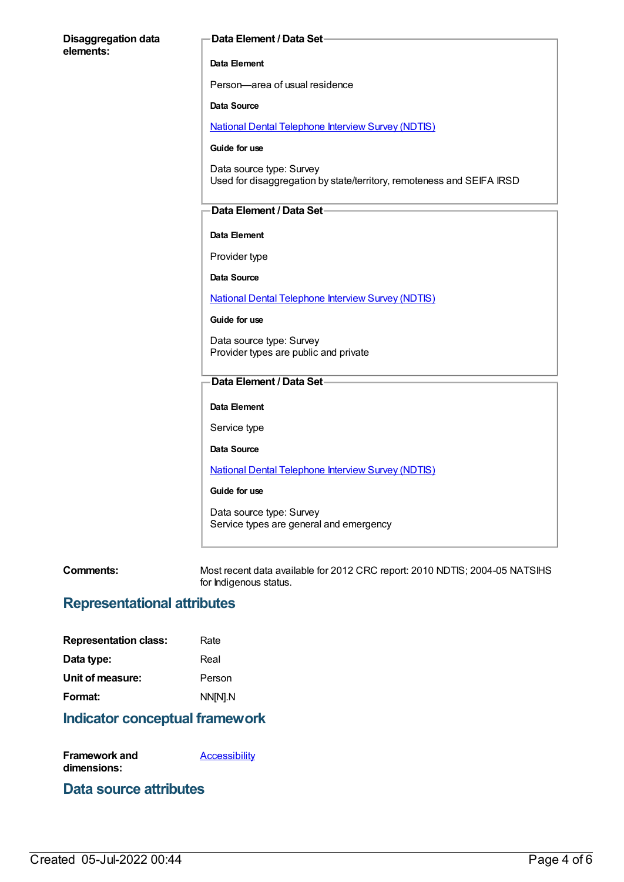**Disaggregation data elements:**

**Data Element / Data Set**

**Data Element**

Person—area of usual residence

**Data Source**

[National Dental Telephone Interview Survey (NDTIS)]

**Guide for use**

Data source type: Survey
Used for disaggregation by state/territory, remoteness and SEIFA IRSD

**Data Element / Data Set**

**Data Element**

Provider type

**Data Source**

[National Dental Telephone Interview Survey (NDTIS)]

**Guide for use**

Data source type: Survey
Provider types are public and private

**Data Element / Data Set**

**Data Element**

Service type

**Data Source**

[National Dental Telephone Interview Survey (NDTIS)]

**Guide for use**

Data source type: Survey
Service types are general and emergency

**Comments:** Most recent data available for 2012 CRC report: 2010 NDTIS; 2004-05 NATSIHS for Indigenous status.

## Representational attributes

**Representation class:** Rate

**Data type:** Real

**Unit of measure:** Person

**Format:** NN[N].N

## Indicator conceptual framework

**Framework and dimensions:** [Accessibility]

## Data source attributes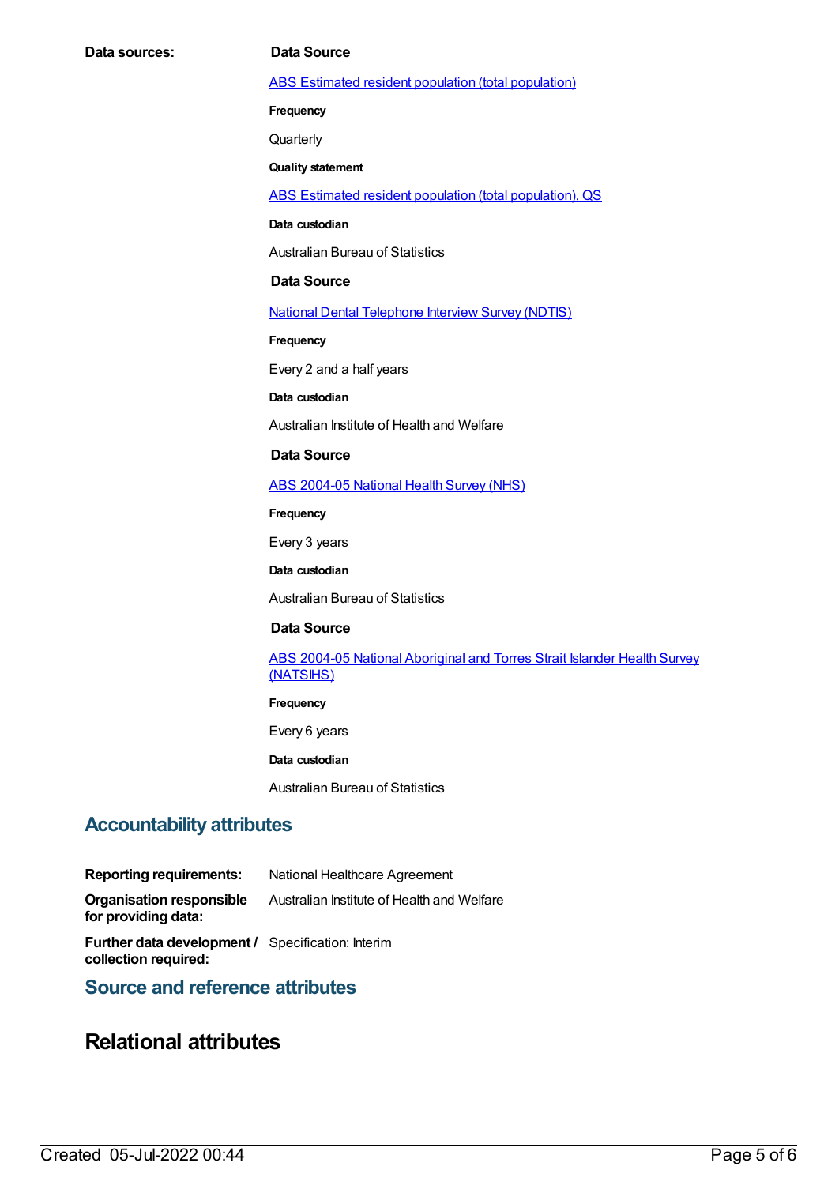**Data sources:**

**Data Source**

ABS Estimated resident population (total population)

**Frequency**

Quarterly

**Quality statement**

ABS Estimated resident population (total population), QS

**Data custodian**

Australian Bureau of Statistics

**Data Source**

National Dental Telephone Interview Survey (NDTIS)

**Frequency**

Every 2 and a half years

**Data custodian**

Australian Institute of Health and Welfare

**Data Source**

ABS 2004-05 National Health Survey (NHS)

**Frequency**

Every 3 years

**Data custodian**

Australian Bureau of Statistics

**Data Source**

ABS 2004-05 National Aboriginal and Torres Strait Islander Health Survey (NATSIHS)

**Frequency**

Every 6 years

**Data custodian**

Australian Bureau of Statistics

## Accountability attributes

**Reporting requirements:** National Healthcare Agreement

**Organisation responsible for providing data:** Australian Institute of Health and Welfare

**Further data development / collection required:** Specification: Interim

## Source and reference attributes

# Relational attributes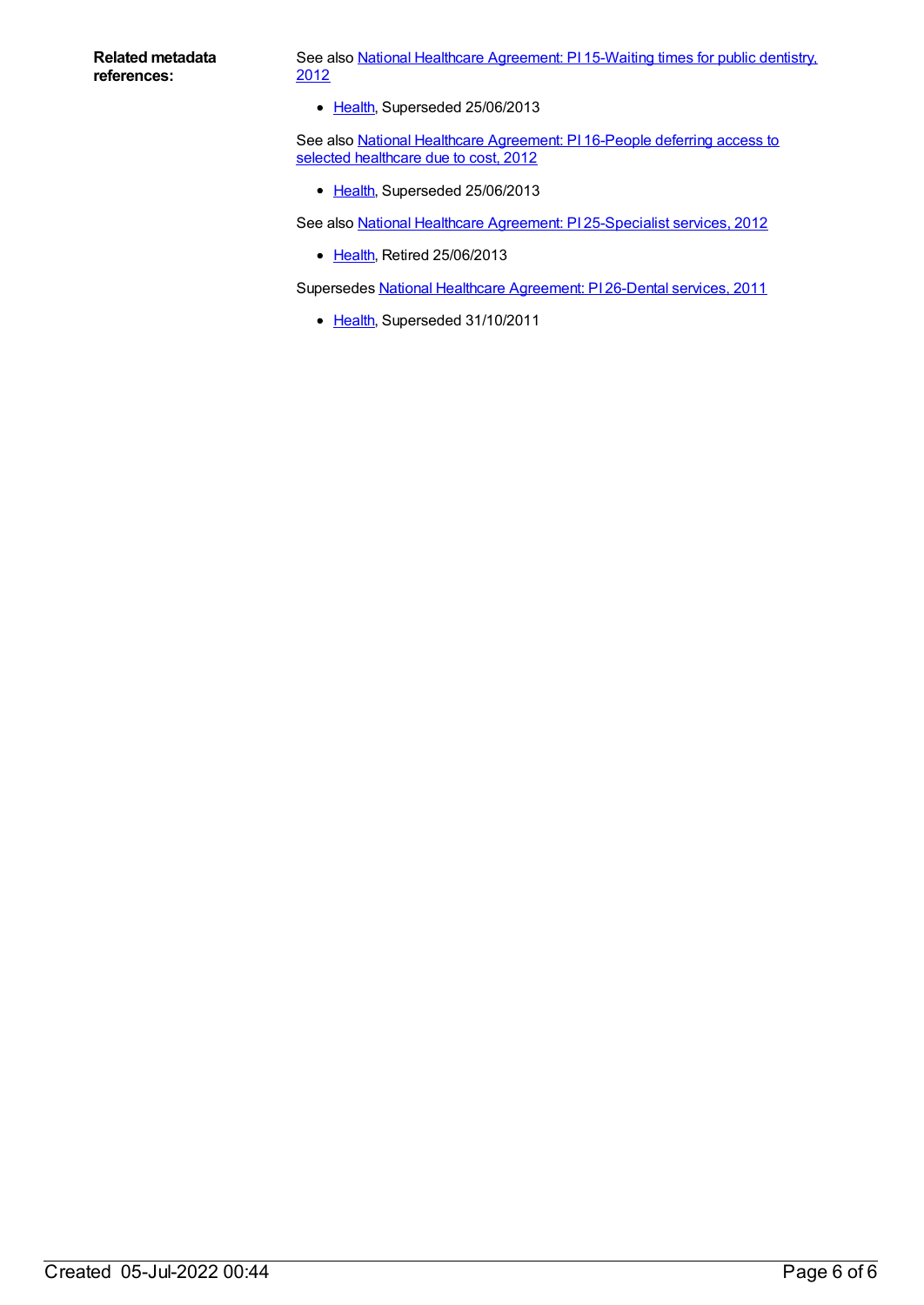**Related metadata references:**

See also National Healthcare Agreement: PI 15-Waiting times for public dentistry, 2012

- Health, Superseded 25/06/2013

See also National Healthcare Agreement: PI 16-People deferring access to selected healthcare due to cost, 2012

- Health, Superseded 25/06/2013

See also National Healthcare Agreement: PI 25-Specialist services, 2012

- Health, Retired 25/06/2013

Supersedes National Healthcare Agreement: PI 26-Dental services, 2011

- Health, Superseded 31/10/2011